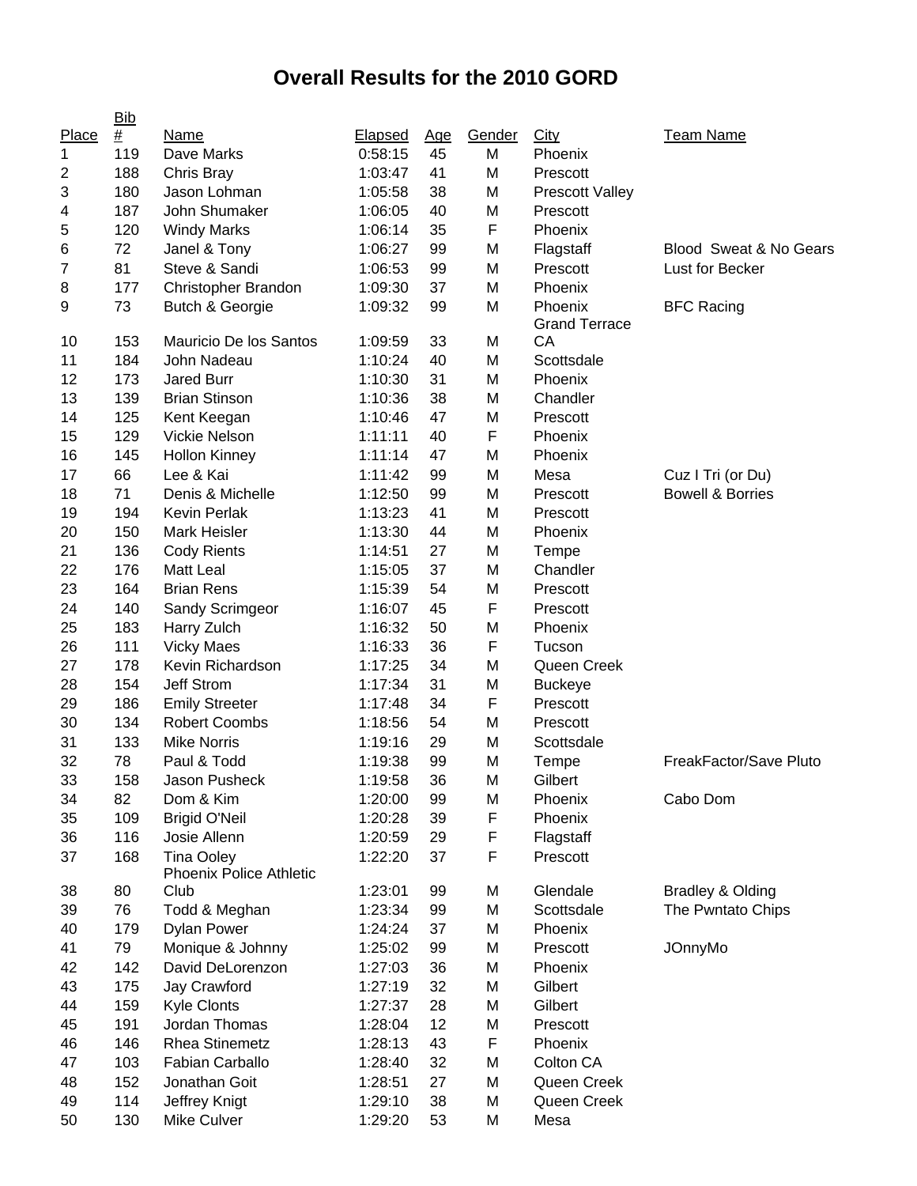# Overall Results for the 2010 GORD

| Place | Bib # | Name | Elapsed | Age | Gender | City | Team Name |
|---|---|---|---|---|---|---|---|
| 1 | 119 | Dave Marks | 0:58:15 | 45 | M | Phoenix | |
| 2 | 188 | Chris Bray | 1:03:47 | 41 | M | Prescott | |
| 3 | 180 | Jason Lohman | 1:05:58 | 38 | M | Prescott Valley | |
| 4 | 187 | John Shumaker | 1:06:05 | 40 | M | Prescott | |
| 5 | 120 | Windy Marks | 1:06:14 | 35 | F | Phoenix | |
| 6 | 72 | Janel & Tony | 1:06:27 | 99 | M | Flagstaff | Blood Sweat & No Gears |
| 7 | 81 | Steve & Sandi | 1:06:53 | 99 | M | Prescott | Lust for Becker |
| 8 | 177 | Christopher Brandon | 1:09:30 | 37 | M | Phoenix | |
| 9 | 73 | Butch & Georgie | 1:09:32 | 99 | M | Phoenix | BFC Racing |
| 10 | 153 | Mauricio De los Santos | 1:09:59 | 33 | M | Grand Terrace CA | |
| 11 | 184 | John Nadeau | 1:10:24 | 40 | M | Scottsdale | |
| 12 | 173 | Jared Burr | 1:10:30 | 31 | M | Phoenix | |
| 13 | 139 | Brian Stinson | 1:10:36 | 38 | M | Chandler | |
| 14 | 125 | Kent Keegan | 1:10:46 | 47 | M | Prescott | |
| 15 | 129 | Vickie Nelson | 1:11:11 | 40 | F | Phoenix | |
| 16 | 145 | Hollon Kinney | 1:11:14 | 47 | M | Phoenix | |
| 17 | 66 | Lee & Kai | 1:11:42 | 99 | M | Mesa | Cuz I Tri (or Du) |
| 18 | 71 | Denis & Michelle | 1:12:50 | 99 | M | Prescott | Bowell & Borries |
| 19 | 194 | Kevin Perlak | 1:13:23 | 41 | M | Prescott | |
| 20 | 150 | Mark Heisler | 1:13:30 | 44 | M | Phoenix | |
| 21 | 136 | Cody Rients | 1:14:51 | 27 | M | Tempe | |
| 22 | 176 | Matt Leal | 1:15:05 | 37 | M | Chandler | |
| 23 | 164 | Brian Rens | 1:15:39 | 54 | M | Prescott | |
| 24 | 140 | Sandy Scrimgeor | 1:16:07 | 45 | F | Prescott | |
| 25 | 183 | Harry Zulch | 1:16:32 | 50 | M | Phoenix | |
| 26 | 111 | Vicky Maes | 1:16:33 | 36 | F | Tucson | |
| 27 | 178 | Kevin Richardson | 1:17:25 | 34 | M | Queen Creek | |
| 28 | 154 | Jeff Strom | 1:17:34 | 31 | M | Buckeye | |
| 29 | 186 | Emily Streeter | 1:17:48 | 34 | F | Prescott | |
| 30 | 134 | Robert Coombs | 1:18:56 | 54 | M | Prescott | |
| 31 | 133 | Mike Norris | 1:19:16 | 29 | M | Scottsdale | |
| 32 | 78 | Paul & Todd | 1:19:38 | 99 | M | Tempe | FreakFactor/Save Pluto |
| 33 | 158 | Jason Pusheck | 1:19:58 | 36 | M | Gilbert | |
| 34 | 82 | Dom & Kim | 1:20:00 | 99 | M | Phoenix | Cabo Dom |
| 35 | 109 | Brigid O'Neil | 1:20:28 | 39 | F | Phoenix | |
| 36 | 116 | Josie Allenn | 1:20:59 | 29 | F | Flagstaff | |
| 37 | 168 | Tina Ooley | 1:22:20 | 37 | F | Prescott | |
| 38 | 80 | Phoenix Police Athletic Club | 1:23:01 | 99 | M | Glendale | Bradley & Olding |
| 39 | 76 | Todd & Meghan | 1:23:34 | 99 | M | Scottsdale | The Pwntato Chips |
| 40 | 179 | Dylan Power | 1:24:24 | 37 | M | Phoenix | |
| 41 | 79 | Monique & Johnny | 1:25:02 | 99 | M | Prescott | JOnnyMo |
| 42 | 142 | David DeLorenzon | 1:27:03 | 36 | M | Phoenix | |
| 43 | 175 | Jay Crawford | 1:27:19 | 32 | M | Gilbert | |
| 44 | 159 | Kyle Clonts | 1:27:37 | 28 | M | Gilbert | |
| 45 | 191 | Jordan Thomas | 1:28:04 | 12 | M | Prescott | |
| 46 | 146 | Rhea Stinemetz | 1:28:13 | 43 | F | Phoenix | |
| 47 | 103 | Fabian Carballo | 1:28:40 | 32 | M | Colton CA | |
| 48 | 152 | Jonathan Goit | 1:28:51 | 27 | M | Queen Creek | |
| 49 | 114 | Jeffrey Knigt | 1:29:10 | 38 | M | Queen Creek | |
| 50 | 130 | Mike Culver | 1:29:20 | 53 | M | Mesa | |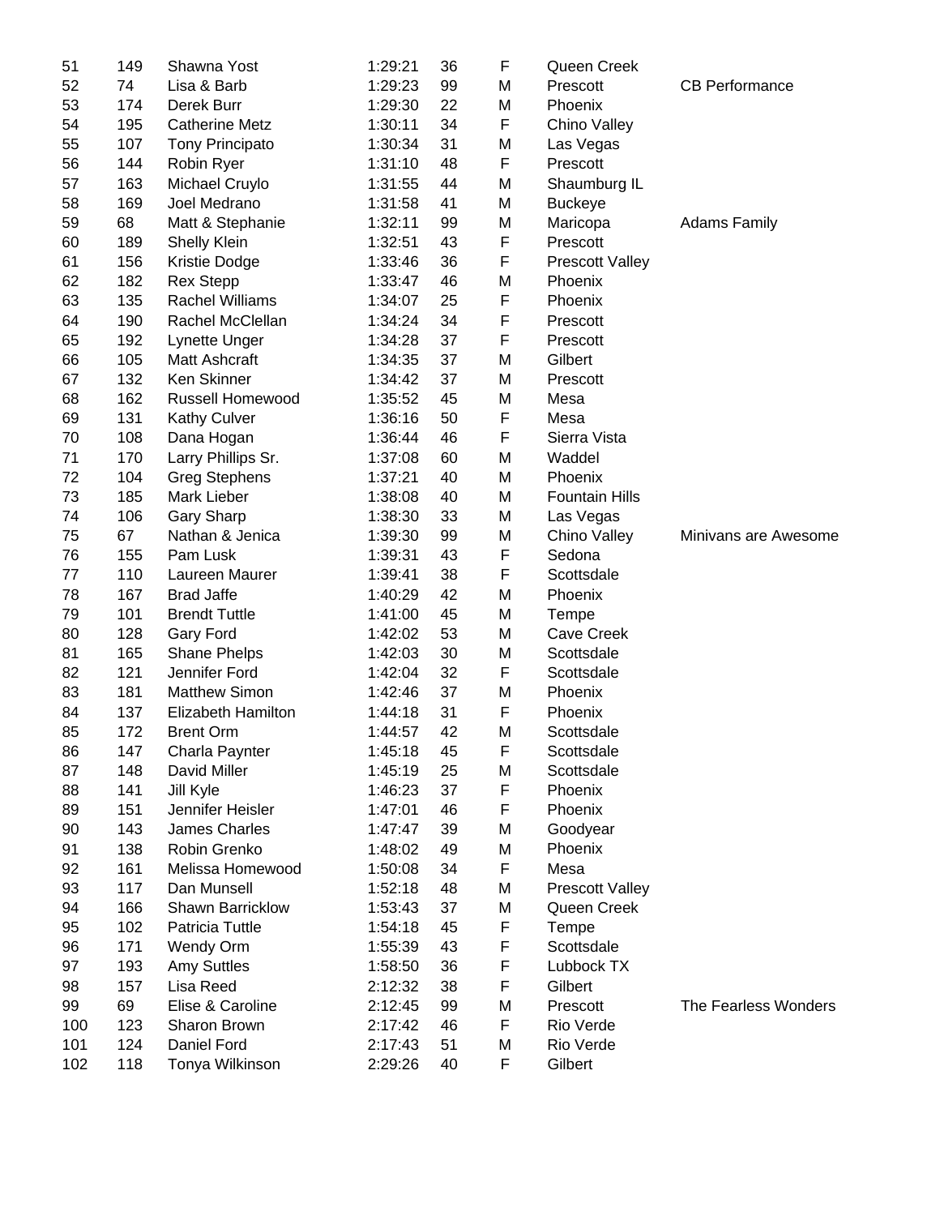| | | | | | | | |
|---|---|---|---|---|---|---|---|
| 51 | 149 | Shawna Yost | 1:29:21 | 36 | F | Queen Creek | |
| 52 | 74 | Lisa & Barb | 1:29:23 | 99 | M | Prescott | CB Performance |
| 53 | 174 | Derek Burr | 1:29:30 | 22 | M | Phoenix | |
| 54 | 195 | Catherine Metz | 1:30:11 | 34 | F | Chino Valley | |
| 55 | 107 | Tony Principato | 1:30:34 | 31 | M | Las Vegas | |
| 56 | 144 | Robin Ryer | 1:31:10 | 48 | F | Prescott | |
| 57 | 163 | Michael Cruylo | 1:31:55 | 44 | M | Shaumburg IL | |
| 58 | 169 | Joel Medrano | 1:31:58 | 41 | M | Buckeye | |
| 59 | 68 | Matt & Stephanie | 1:32:11 | 99 | M | Maricopa | Adams Family |
| 60 | 189 | Shelly Klein | 1:32:51 | 43 | F | Prescott | |
| 61 | 156 | Kristie Dodge | 1:33:46 | 36 | F | Prescott Valley | |
| 62 | 182 | Rex Stepp | 1:33:47 | 46 | M | Phoenix | |
| 63 | 135 | Rachel Williams | 1:34:07 | 25 | F | Phoenix | |
| 64 | 190 | Rachel McClellan | 1:34:24 | 34 | F | Prescott | |
| 65 | 192 | Lynette Unger | 1:34:28 | 37 | F | Prescott | |
| 66 | 105 | Matt Ashcraft | 1:34:35 | 37 | M | Gilbert | |
| 67 | 132 | Ken Skinner | 1:34:42 | 37 | M | Prescott | |
| 68 | 162 | Russell Homewood | 1:35:52 | 45 | M | Mesa | |
| 69 | 131 | Kathy Culver | 1:36:16 | 50 | F | Mesa | |
| 70 | 108 | Dana Hogan | 1:36:44 | 46 | F | Sierra Vista | |
| 71 | 170 | Larry Phillips Sr. | 1:37:08 | 60 | M | Waddel | |
| 72 | 104 | Greg Stephens | 1:37:21 | 40 | M | Phoenix | |
| 73 | 185 | Mark Lieber | 1:38:08 | 40 | M | Fountain Hills | |
| 74 | 106 | Gary Sharp | 1:38:30 | 33 | M | Las Vegas | |
| 75 | 67 | Nathan & Jenica | 1:39:30 | 99 | M | Chino Valley | Minivans are Awesome |
| 76 | 155 | Pam Lusk | 1:39:31 | 43 | F | Sedona | |
| 77 | 110 | Laureen Maurer | 1:39:41 | 38 | F | Scottsdale | |
| 78 | 167 | Brad Jaffe | 1:40:29 | 42 | M | Phoenix | |
| 79 | 101 | Brendt Tuttle | 1:41:00 | 45 | M | Tempe | |
| 80 | 128 | Gary Ford | 1:42:02 | 53 | M | Cave Creek | |
| 81 | 165 | Shane Phelps | 1:42:03 | 30 | M | Scottsdale | |
| 82 | 121 | Jennifer Ford | 1:42:04 | 32 | F | Scottsdale | |
| 83 | 181 | Matthew Simon | 1:42:46 | 37 | M | Phoenix | |
| 84 | 137 | Elizabeth Hamilton | 1:44:18 | 31 | F | Phoenix | |
| 85 | 172 | Brent Orm | 1:44:57 | 42 | M | Scottsdale | |
| 86 | 147 | Charla Paynter | 1:45:18 | 45 | F | Scottsdale | |
| 87 | 148 | David Miller | 1:45:19 | 25 | M | Scottsdale | |
| 88 | 141 | Jill Kyle | 1:46:23 | 37 | F | Phoenix | |
| 89 | 151 | Jennifer Heisler | 1:47:01 | 46 | F | Phoenix | |
| 90 | 143 | James Charles | 1:47:47 | 39 | M | Goodyear | |
| 91 | 138 | Robin Grenko | 1:48:02 | 49 | M | Phoenix | |
| 92 | 161 | Melissa Homewood | 1:50:08 | 34 | F | Mesa | |
| 93 | 117 | Dan Munsell | 1:52:18 | 48 | M | Prescott Valley | |
| 94 | 166 | Shawn Barricklow | 1:53:43 | 37 | M | Queen Creek | |
| 95 | 102 | Patricia Tuttle | 1:54:18 | 45 | F | Tempe | |
| 96 | 171 | Wendy Orm | 1:55:39 | 43 | F | Scottsdale | |
| 97 | 193 | Amy Suttles | 1:58:50 | 36 | F | Lubbock TX | |
| 98 | 157 | Lisa Reed | 2:12:32 | 38 | F | Gilbert | |
| 99 | 69 | Elise & Caroline | 2:12:45 | 99 | M | Prescott | The Fearless Wonders |
| 100 | 123 | Sharon Brown | 2:17:42 | 46 | F | Rio Verde | |
| 101 | 124 | Daniel Ford | 2:17:43 | 51 | M | Rio Verde | |
| 102 | 118 | Tonya Wilkinson | 2:29:26 | 40 | F | Gilbert | |